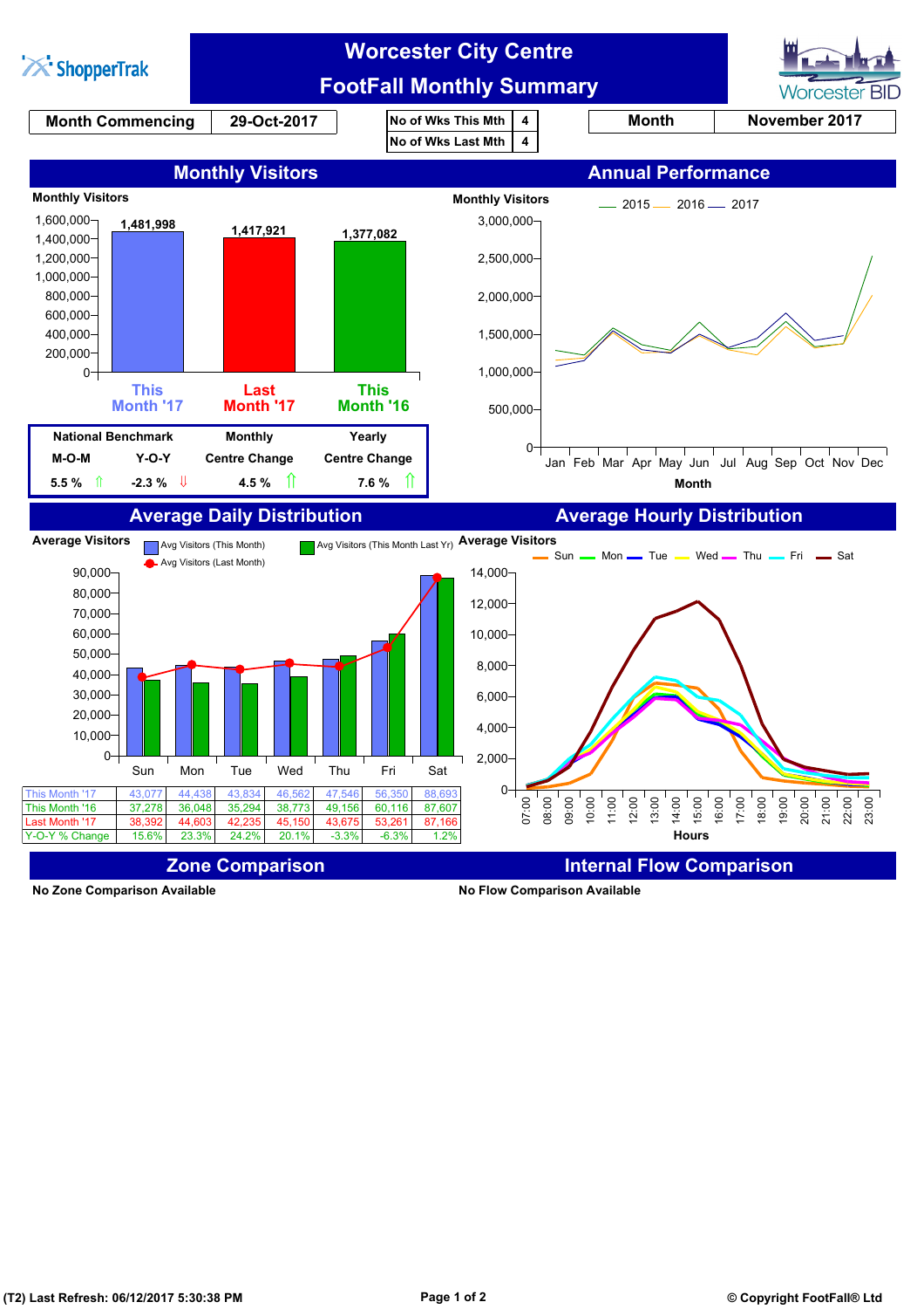ShopperTrak

# Worcester City Centre
# FootFall Monthly Summary

Worcester BID

| Month Commencing | 29-Oct-2017 |
|---|---|

| No of Wks This Mth | 4 |
|---|---|
| No of Wks Last Mth | 4 |

| Month | November 2017 |
|---|---|

## Monthly Visitors

Monthly Visitors

| This Month '17 | Last Month '17 | This Month '16 |
|---|---|---|
| 1,481,998 | 1,417,921 | 1,377,082 |

| National Benchmark | | Monthly | Yearly |
|---|---|---|---|
| M-O-M | Y-O-Y | Centre Change | Centre Change |
| 5.5 % ⇑ | -2.3 % ⇓ | 4.5 % ⇑ | 7.6 % ⇑ |

## Annual Performance

Monthly Visitors (2015, 2016, 2017) by Month: Jan Feb Mar Apr May Jun Jul Aug Sep Oct Nov Dec

## Average Daily Distribution

Average Visitors

| | Sun | Mon | Tue | Wed | Thu | Fri | Sat |
|---|---|---|---|---|---|---|---|
| This Month '17 | 43,077 | 44,438 | 43,834 | 46,562 | 47,546 | 56,350 | 88,693 |
| This Month '16 | 37,278 | 36,048 | 35,294 | 38,773 | 49,156 | 60,116 | 87,607 |
| Last Month '17 | 38,392 | 44,603 | 42,235 | 45,150 | 43,675 | 53,261 | 87,166 |
| Y-O-Y % Change | 15.6% | 23.3% | 24.2% | 20.1% | -3.3% | -6.3% | 1.2% |

## Average Hourly Distribution

Average Visitors (Sun, Mon, Tue, Wed, Thu, Fri, Sat) by Hours 07:00–23:00

## Zone Comparison

No Zone Comparison Available

## Internal Flow Comparison

No Flow Comparison Available

(T2) Last Refresh: 06/12/2017 5:30:38 PM

© Copyright FootFall® Ltd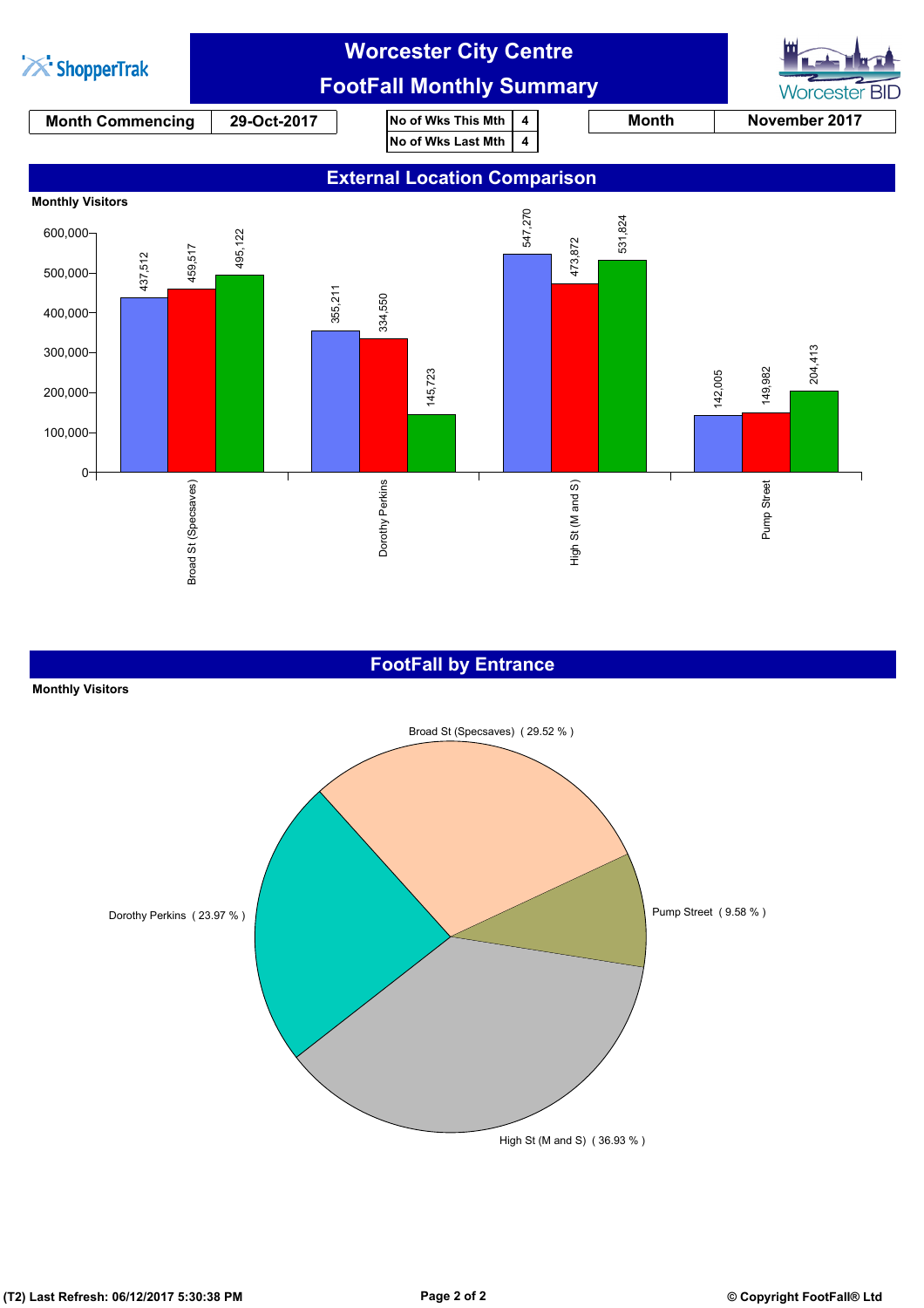# Worcester City Centre
## FootFall Monthly Summary

| Month Commencing | 29-Oct-2017 |
|---|---|

| No of Wks This Mth | 4 |
|---|---|
| No of Wks Last Mth | 4 |

| Month | November 2017 |
|---|---|

## External Location Comparison

**Monthly Visitors**

| Location | | | |
|---|---|---|---|
| Broad St (Specsaves) | 437,512 | 459,517 | 495,122 |
| Dorothy Perkins | 355,211 | 334,550 | 145,723 |
| High St (M and S) | 547,270 | 473,872 | 531,824 |
| Pump Street | 142,005 | 149,982 | 204,413 |

## FootFall by Entrance

**Monthly Visitors**

| Entrance | % |
|---|---|
| Broad St (Specsaves) | 29.52 % |
| Pump Street | 9.58 % |
| High St (M and S) | 36.93 % |
| Dorothy Perkins | 23.97 % |

(T2) Last Refresh: 06/12/2017 5:30:38 PM

© Copyright FootFall® Ltd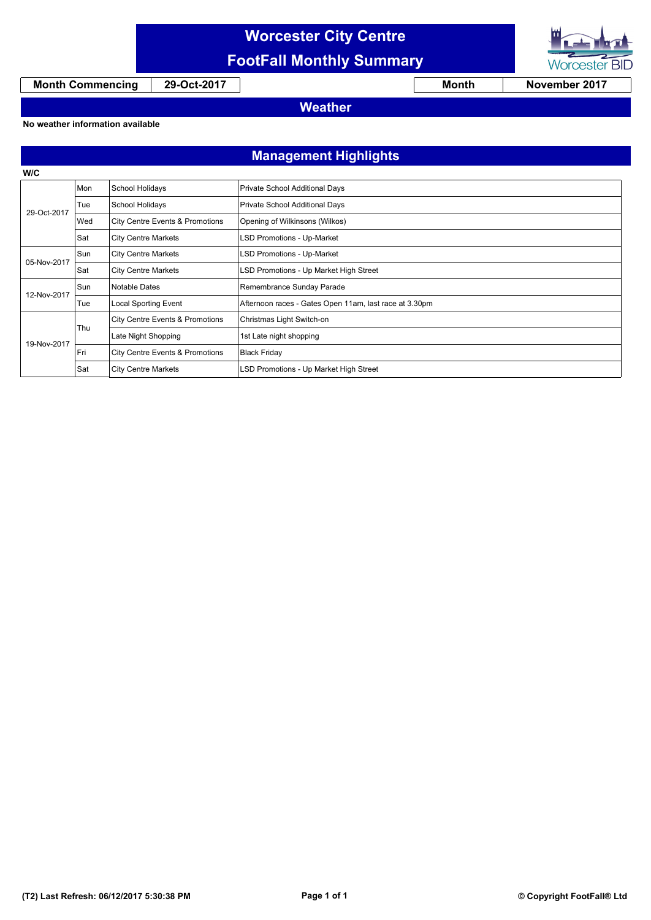# Worcester City Centre

## FootFall Monthly Summary

Worcester BID

| Month Commencing | 29-Oct-2017 | Month | November 2017 |
|---|---|---|---|

## Weather

**No weather information available**

## Management Highlights

**W/C**

| | | | |
|---|---|---|---|
| 29-Oct-2017 | Mon | School Holidays | Private School Additional Days |
| | Tue | School Holidays | Private School Additional Days |
| | Wed | City Centre Events & Promotions | Opening of Wilkinsons (Wilkos) |
| | Sat | City Centre Markets | LSD Promotions - Up-Market |
| 05-Nov-2017 | Sun | City Centre Markets | LSD Promotions - Up-Market |
| | Sat | City Centre Markets | LSD Promotions - Up Market High Street |
| 12-Nov-2017 | Sun | Notable Dates | Remembrance Sunday Parade |
| | Tue | Local Sporting Event | Afternoon races - Gates Open 11am, last race at 3.30pm |
| 19-Nov-2017 | Thu | City Centre Events & Promotions | Christmas Light Switch-on |
| | | Late Night Shopping | 1st Late night shopping |
| | Fri | City Centre Events & Promotions | Black Friday |
| | Sat | City Centre Markets | LSD Promotions - Up Market High Street |

**(T2) Last Refresh: 06/12/2017 5:30:38 PM**

**© Copyright FootFall® Ltd**